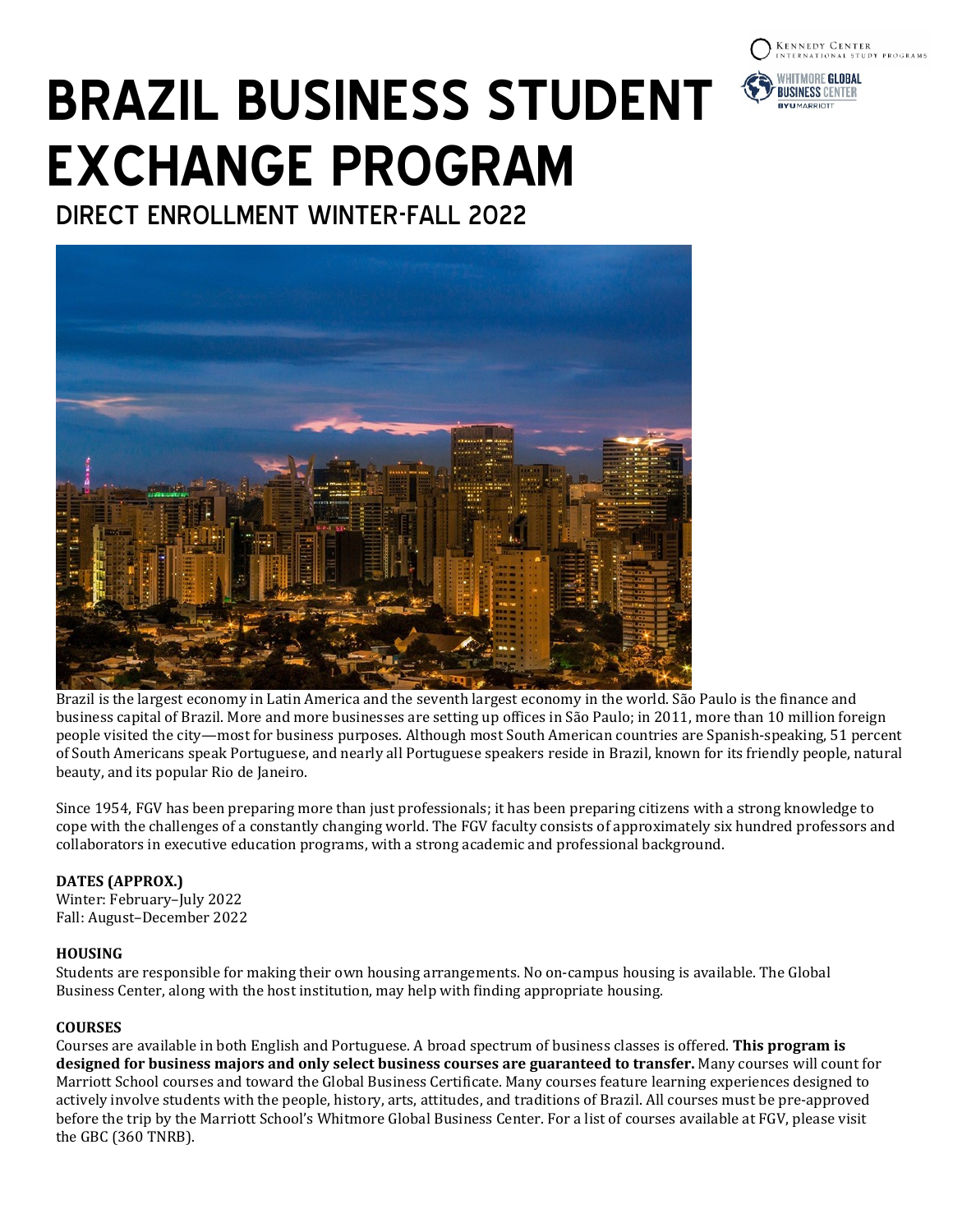# BRAZIL BUSINESS STUDENT EXCHANGE PROGRAM

## DIRECT ENROLLMENT WINTER-FALL 2022

Brazil is the largest economy in Latin America and the seventh largest economy in the world. São Paulo is the finance and business capital of Brazil. More and more businesses are setting up offices in São Paulo; in 2011, more than 10 million foreign people visited the city—most for business purposes. Although most South American countries are Spanish-speaking, 51 percent of South Americans speak Portuguese, and nearly all Portuguese speakers reside in Brazil, known for its friendly people, natural beauty, and its popular Rio de Janeiro.

Since 1954, FGV has been preparing more than just professionals; it has been preparing citizens with a strong knowledge to cope with the challenges of a constantly changing world. The FGV faculty consists of approximately six hundred professors and collaborators in executive education programs, with a strong academic and professional background.

**DATES (APPROX.)**

Winter: February–July 2022
Fall: August–December 2022

**HOUSING**

Students are responsible for making their own housing arrangements. No on-campus housing is available. The Global Business Center, along with the host institution, may help with finding appropriate housing.

**COURSES**

Courses are available in both English and Portuguese. A broad spectrum of business classes is offered. **This program is designed for business majors and only select business courses are guaranteed to transfer.** Many courses will count for Marriott School courses and toward the Global Business Certificate. Many courses feature learning experiences designed to actively involve students with the people, history, arts, attitudes, and traditions of Brazil. All courses must be pre-approved before the trip by the Marriott School's Whitmore Global Business Center. For a list of courses available at FGV, please visit the GBC (360 TNRB).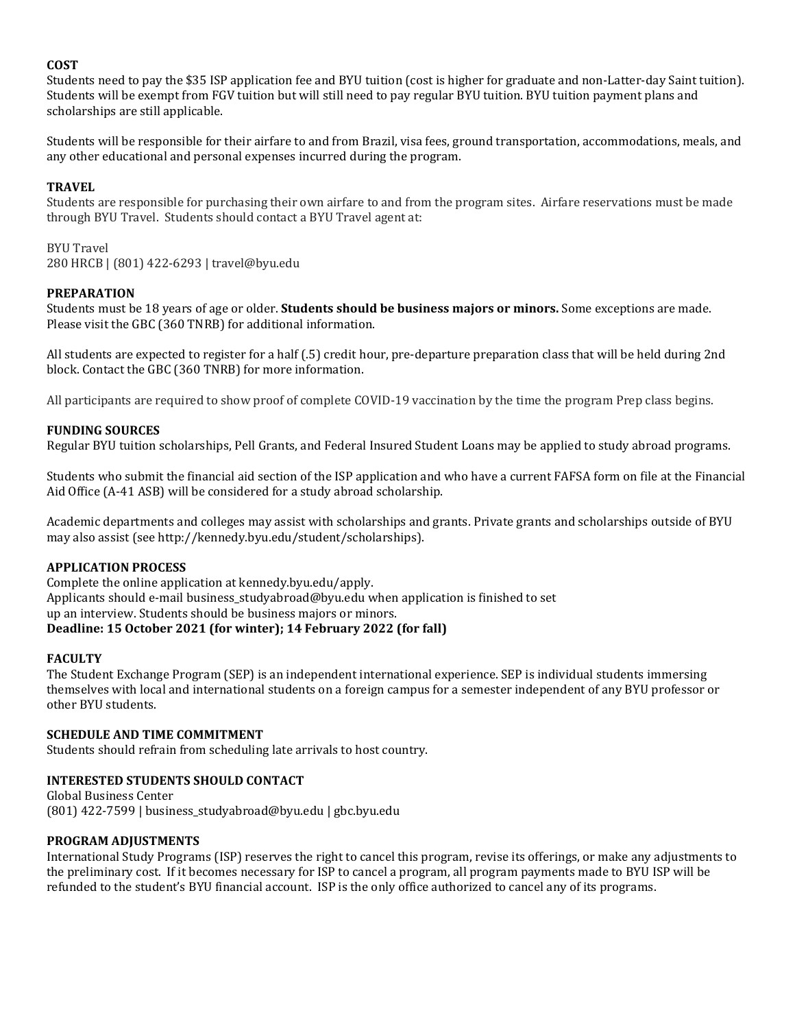**COST**

Students need to pay the $35 ISP application fee and BYU tuition (cost is higher for graduate and non-Latter-day Saint tuition). Students will be exempt from FGV tuition but will still need to pay regular BYU tuition. BYU tuition payment plans and scholarships are still applicable.

Students will be responsible for their airfare to and from Brazil, visa fees, ground transportation, accommodations, meals, and any other educational and personal expenses incurred during the program.

**TRAVEL**

Students are responsible for purchasing their own airfare to and from the program sites. Airfare reservations must be made through BYU Travel. Students should contact a BYU Travel agent at:

BYU Travel
280 HRCB | (801) 422-6293 | travel@byu.edu

**PREPARATION**

Students must be 18 years of age or older. **Students should be business majors or minors.** Some exceptions are made. Please visit the GBC (360 TNRB) for additional information.

All students are expected to register for a half (.5) credit hour, pre-departure preparation class that will be held during 2nd block. Contact the GBC (360 TNRB) for more information.

All participants are required to show proof of complete COVID-19 vaccination by the time the program Prep class begins.

**FUNDING SOURCES**

Regular BYU tuition scholarships, Pell Grants, and Federal Insured Student Loans may be applied to study abroad programs.

Students who submit the financial aid section of the ISP application and who have a current FAFSA form on file at the Financial Aid Office (A-41 ASB) will be considered for a study abroad scholarship.

Academic departments and colleges may assist with scholarships and grants. Private grants and scholarships outside of BYU may also assist (see http://kennedy.byu.edu/student/scholarships).

**APPLICATION PROCESS**

Complete the online application at kennedy.byu.edu/apply.
Applicants should e-mail business_studyabroad@byu.edu when application is finished to set up an interview. Students should be business majors or minors.
**Deadline: 15 October 2021 (for winter); 14 February 2022 (for fall)**

**FACULTY**

The Student Exchange Program (SEP) is an independent international experience. SEP is individual students immersing themselves with local and international students on a foreign campus for a semester independent of any BYU professor or other BYU students.

**SCHEDULE AND TIME COMMITMENT**

Students should refrain from scheduling late arrivals to host country.

**INTERESTED STUDENTS SHOULD CONTACT**

Global Business Center
(801) 422-7599 | business_studyabroad@byu.edu | gbc.byu.edu

**PROGRAM ADJUSTMENTS**

International Study Programs (ISP) reserves the right to cancel this program, revise its offerings, or make any adjustments to the preliminary cost. If it becomes necessary for ISP to cancel a program, all program payments made to BYU ISP will be refunded to the student's BYU financial account. ISP is the only office authorized to cancel any of its programs.